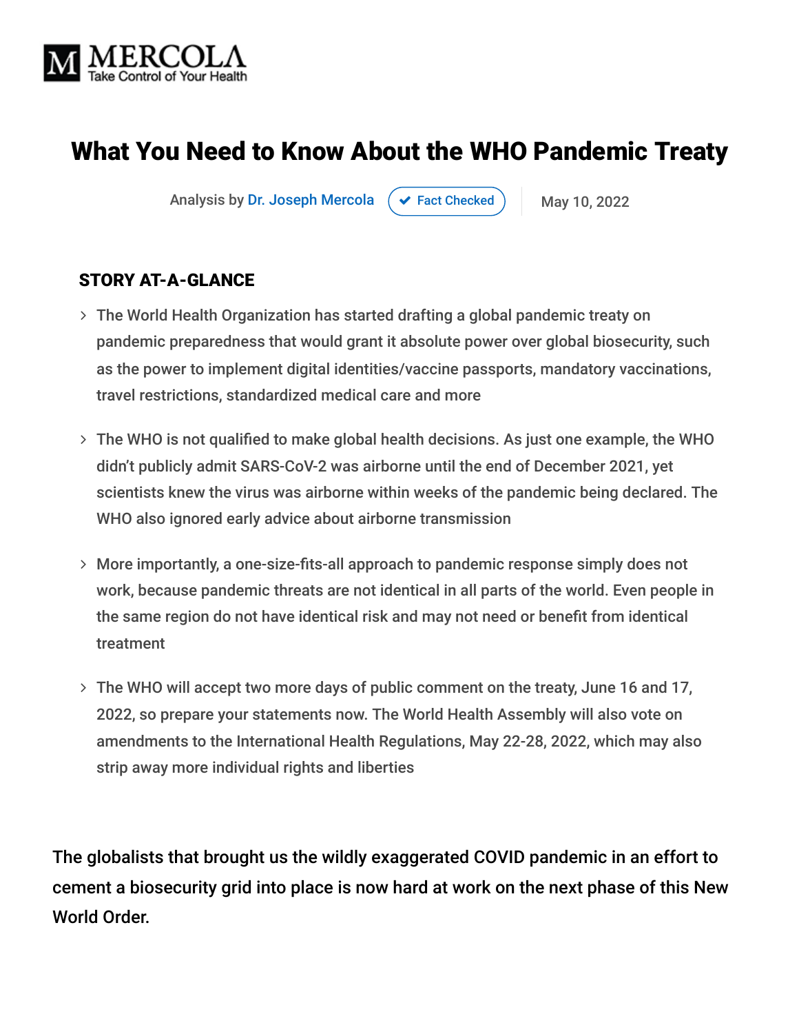MERCOLA
Take Control of Your Health

# What You Need to Know About the WHO Pandemic Treaty

Analysis by Dr. Joseph Mercola | Fact Checked | May 10, 2022

## STORY AT-A-GLANCE

- The World Health Organization has started drafting a global pandemic treaty on pandemic preparedness that would grant it absolute power over global biosecurity, such as the power to implement digital identities/vaccine passports, mandatory vaccinations, travel restrictions, standardized medical care and more
- The WHO is not qualified to make global health decisions. As just one example, the WHO didn't publicly admit SARS-CoV-2 was airborne until the end of December 2021, yet scientists knew the virus was airborne within weeks of the pandemic being declared. The WHO also ignored early advice about airborne transmission
- More importantly, a one-size-fits-all approach to pandemic response simply does not work, because pandemic threats are not identical in all parts of the world. Even people in the same region do not have identical risk and may not need or benefit from identical treatment
- The WHO will accept two more days of public comment on the treaty, June 16 and 17, 2022, so prepare your statements now. The World Health Assembly will also vote on amendments to the International Health Regulations, May 22-28, 2022, which may also strip away more individual rights and liberties

The globalists that brought us the wildly exaggerated COVID pandemic in an effort to cement a biosecurity grid into place is now hard at work on the next phase of this New World Order.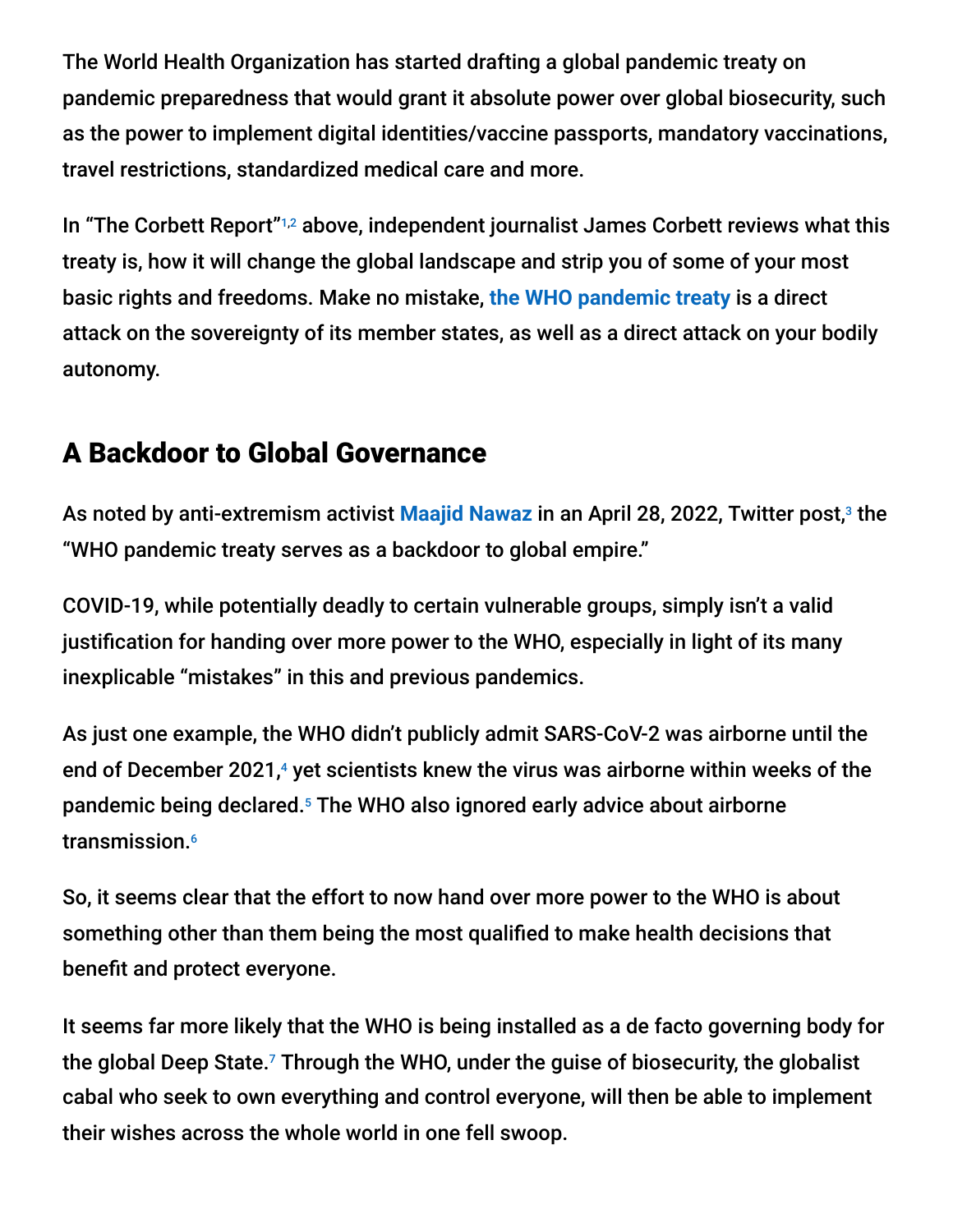The World Health Organization has started drafting a global pandemic treaty on pandemic preparedness that would grant it absolute power over global biosecurity, such as the power to implement digital identities/vaccine passports, mandatory vaccinations, travel restrictions, standardized medical care and more.

In "The Corbett Report"[1,2] above, independent journalist James Corbett reviews what this treaty is, how it will change the global landscape and strip you of some of your most basic rights and freedoms. Make no mistake, the WHO pandemic treaty is a direct attack on the sovereignty of its member states, as well as a direct attack on your bodily autonomy.

## A Backdoor to Global Governance

As noted by anti-extremism activist Maajid Nawaz in an April 28, 2022, Twitter post,[3] the "WHO pandemic treaty serves as a backdoor to global empire."

COVID-19, while potentially deadly to certain vulnerable groups, simply isn't a valid justification for handing over more power to the WHO, especially in light of its many inexplicable "mistakes" in this and previous pandemics.

As just one example, the WHO didn't publicly admit SARS-CoV-2 was airborne until the end of December 2021,[4] yet scientists knew the virus was airborne within weeks of the pandemic being declared.[5] The WHO also ignored early advice about airborne transmission.[6]

So, it seems clear that the effort to now hand over more power to the WHO is about something other than them being the most qualified to make health decisions that benefit and protect everyone.

It seems far more likely that the WHO is being installed as a de facto governing body for the global Deep State.[7] Through the WHO, under the guise of biosecurity, the globalist cabal who seek to own everything and control everyone, will then be able to implement their wishes across the whole world in one fell swoop.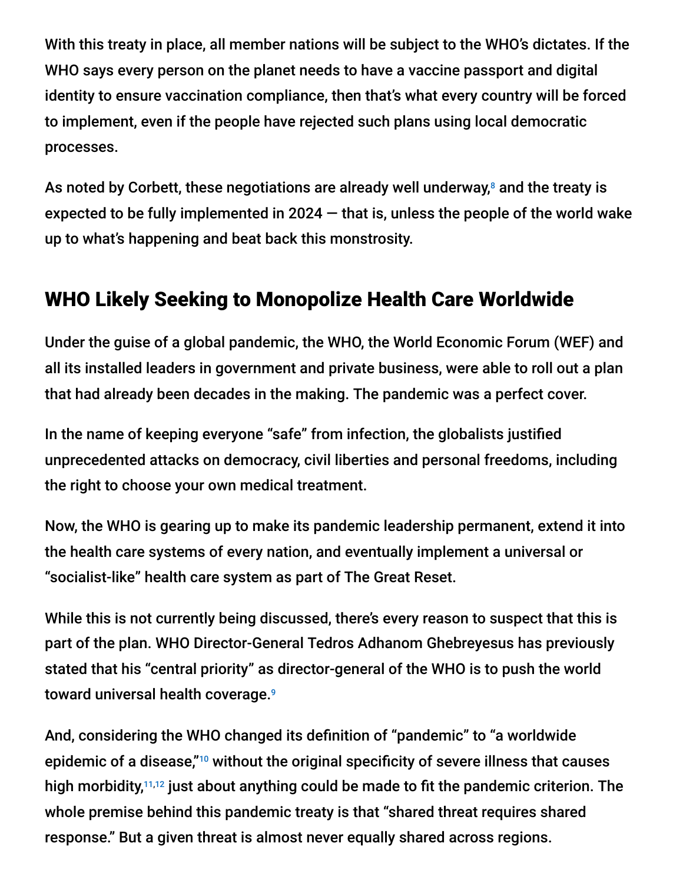With this treaty in place, all member nations will be subject to the WHO's dictates. If the WHO says every person on the planet needs to have a vaccine passport and digital identity to ensure vaccination compliance, then that's what every country will be forced to implement, even if the people have rejected such plans using local democratic processes.

As noted by Corbett, these negotiations are already well underway,[8] and the treaty is expected to be fully implemented in 2024 — that is, unless the people of the world wake up to what's happening and beat back this monstrosity.

## WHO Likely Seeking to Monopolize Health Care Worldwide

Under the guise of a global pandemic, the WHO, the World Economic Forum (WEF) and all its installed leaders in government and private business, were able to roll out a plan that had already been decades in the making. The pandemic was a perfect cover.

In the name of keeping everyone "safe" from infection, the globalists justified unprecedented attacks on democracy, civil liberties and personal freedoms, including the right to choose your own medical treatment.

Now, the WHO is gearing up to make its pandemic leadership permanent, extend it into the health care systems of every nation, and eventually implement a universal or "socialist-like" health care system as part of The Great Reset.

While this is not currently being discussed, there's every reason to suspect that this is part of the plan. WHO Director-General Tedros Adhanom Ghebreyesus has previously stated that his "central priority" as director-general of the WHO is to push the world toward universal health coverage.[9]

And, considering the WHO changed its definition of "pandemic" to "a worldwide epidemic of a disease,"[10] without the original specificity of severe illness that causes high morbidity,[11,12] just about anything could be made to fit the pandemic criterion. The whole premise behind this pandemic treaty is that "shared threat requires shared response." But a given threat is almost never equally shared across regions.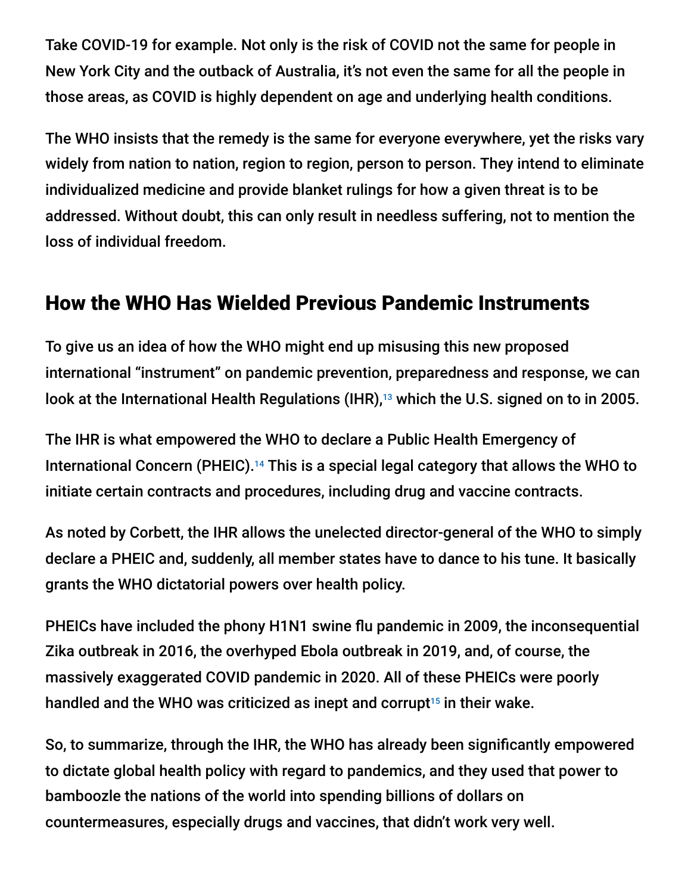Take COVID-19 for example. Not only is the risk of COVID not the same for people in New York City and the outback of Australia, it's not even the same for all the people in those areas, as COVID is highly dependent on age and underlying health conditions.

The WHO insists that the remedy is the same for everyone everywhere, yet the risks vary widely from nation to nation, region to region, person to person. They intend to eliminate individualized medicine and provide blanket rulings for how a given threat is to be addressed. Without doubt, this can only result in needless suffering, not to mention the loss of individual freedom.

## How the WHO Has Wielded Previous Pandemic Instruments

To give us an idea of how the WHO might end up misusing this new proposed international "instrument" on pandemic prevention, preparedness and response, we can look at the International Health Regulations (IHR),[13] which the U.S. signed on to in 2005.

The IHR is what empowered the WHO to declare a Public Health Emergency of International Concern (PHEIC).[14] This is a special legal category that allows the WHO to initiate certain contracts and procedures, including drug and vaccine contracts.

As noted by Corbett, the IHR allows the unelected director-general of the WHO to simply declare a PHEIC and, suddenly, all member states have to dance to his tune. It basically grants the WHO dictatorial powers over health policy.

PHEICs have included the phony H1N1 swine flu pandemic in 2009, the inconsequential Zika outbreak in 2016, the overhyped Ebola outbreak in 2019, and, of course, the massively exaggerated COVID pandemic in 2020. All of these PHEICs were poorly handled and the WHO was criticized as inept and corrupt[15] in their wake.

So, to summarize, through the IHR, the WHO has already been significantly empowered to dictate global health policy with regard to pandemics, and they used that power to bamboozle the nations of the world into spending billions of dollars on countermeasures, especially drugs and vaccines, that didn't work very well.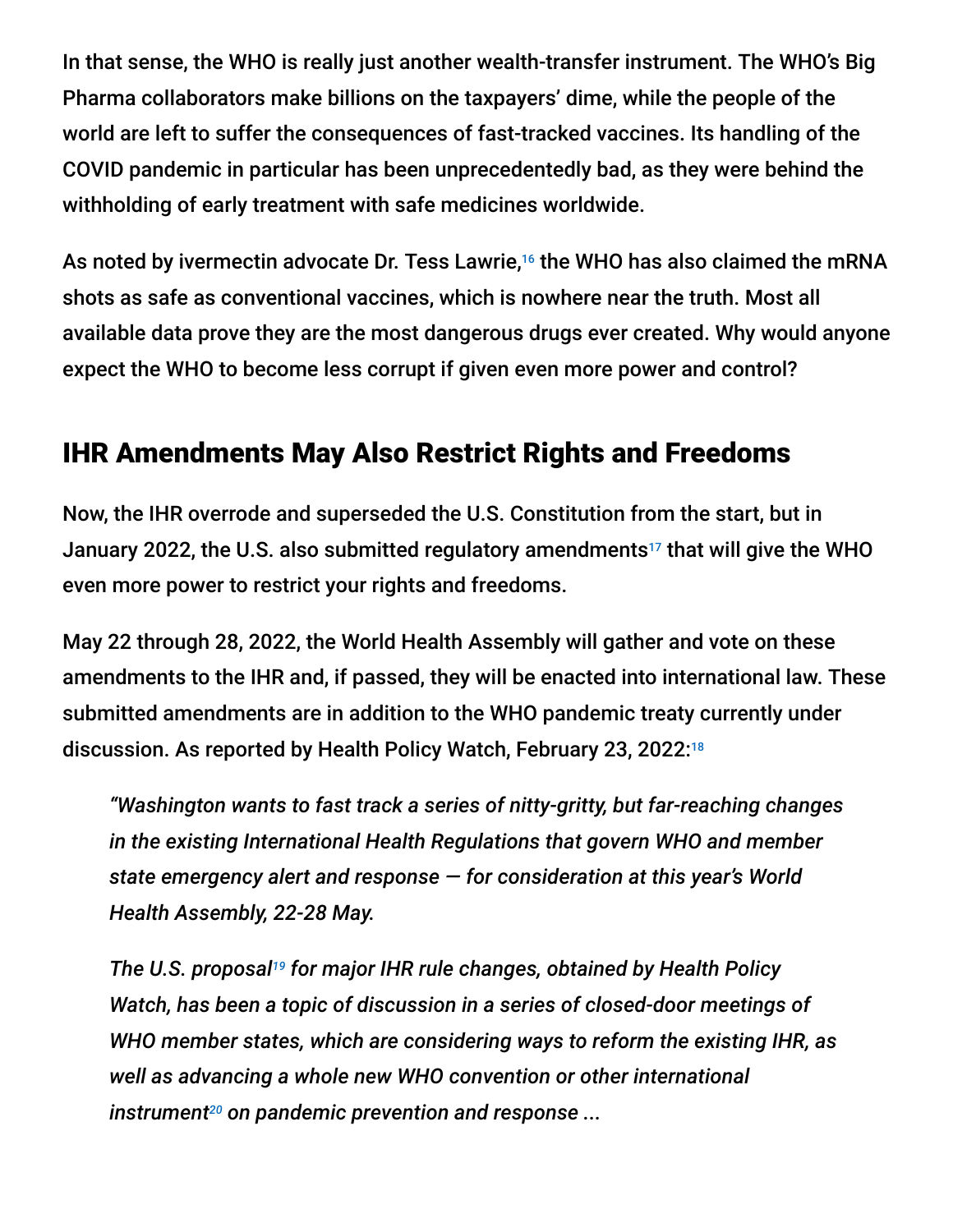In that sense, the WHO is really just another wealth-transfer instrument. The WHO's Big Pharma collaborators make billions on the taxpayers' dime, while the people of the world are left to suffer the consequences of fast-tracked vaccines. Its handling of the COVID pandemic in particular has been unprecedentedly bad, as they were behind the withholding of early treatment with safe medicines worldwide.

As noted by ivermectin advocate Dr. Tess Lawrie,[16] the WHO has also claimed the mRNA shots as safe as conventional vaccines, which is nowhere near the truth. Most all available data prove they are the most dangerous drugs ever created. Why would anyone expect the WHO to become less corrupt if given even more power and control?

## IHR Amendments May Also Restrict Rights and Freedoms

Now, the IHR overrode and superseded the U.S. Constitution from the start, but in January 2022, the U.S. also submitted regulatory amendments[17] that will give the WHO even more power to restrict your rights and freedoms.

May 22 through 28, 2022, the World Health Assembly will gather and vote on these amendments to the IHR and, if passed, they will be enacted into international law. These submitted amendments are in addition to the WHO pandemic treaty currently under discussion. As reported by Health Policy Watch, February 23, 2022:[18]

> *"Washington wants to fast track a series of nitty-gritty, but far-reaching changes in the existing International Health Regulations that govern WHO and member state emergency alert and response — for consideration at this year's World Health Assembly, 22-28 May.*
>
> *The U.S. proposal[19] for major IHR rule changes, obtained by Health Policy Watch, has been a topic of discussion in a series of closed-door meetings of WHO member states, which are considering ways to reform the existing IHR, as well as advancing a whole new WHO convention or other international instrument[20] on pandemic prevention and response ...*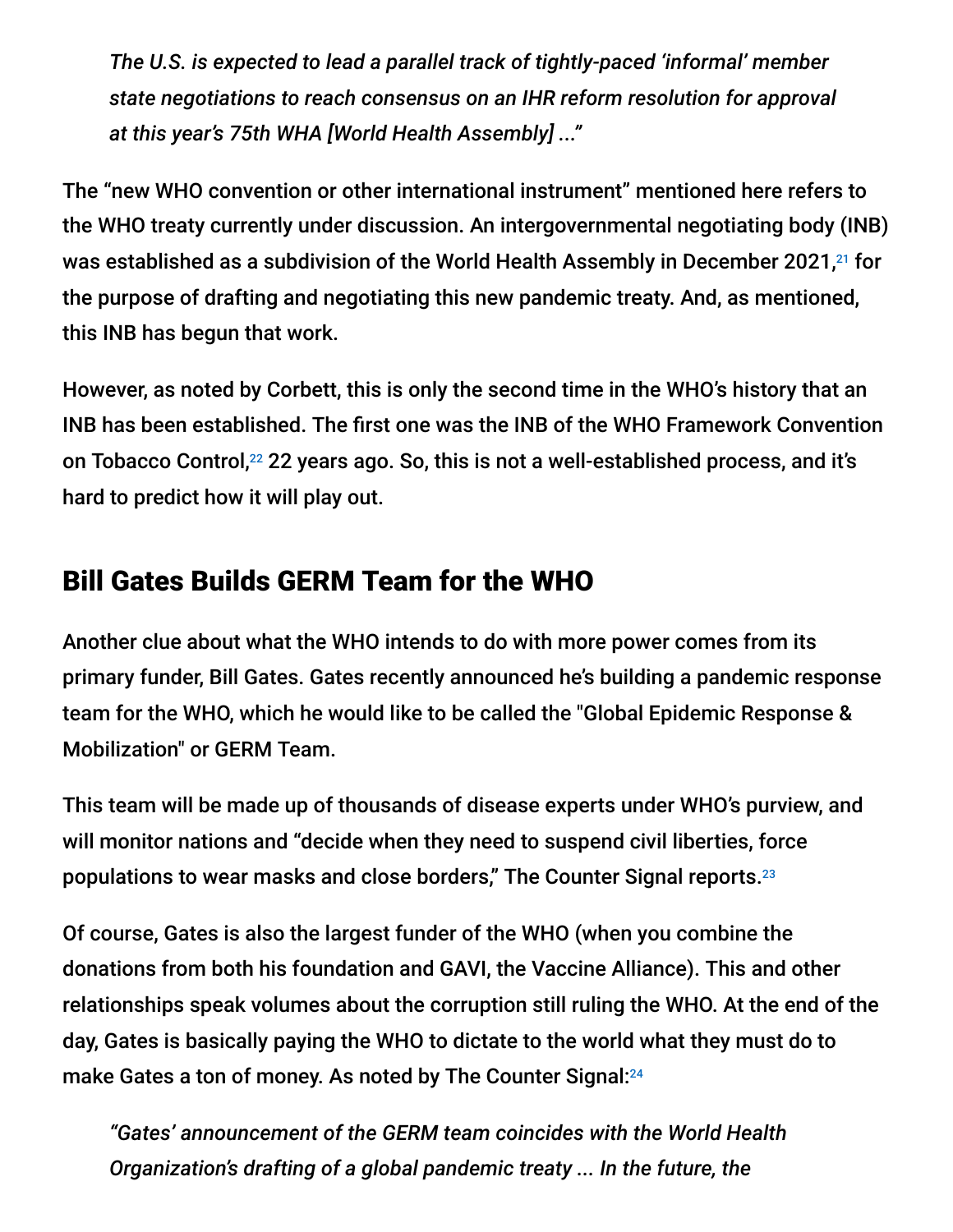> *The U.S. is expected to lead a parallel track of tightly-paced 'informal' member state negotiations to reach consensus on an IHR reform resolution for approval at this year's 75th WHA [World Health Assembly] ..."*

The "new WHO convention or other international instrument" mentioned here refers to the WHO treaty currently under discussion. An intergovernmental negotiating body (INB) was established as a subdivision of the World Health Assembly in December 2021,[21] for the purpose of drafting and negotiating this new pandemic treaty. And, as mentioned, this INB has begun that work.

However, as noted by Corbett, this is only the second time in the WHO's history that an INB has been established. The first one was the INB of the WHO Framework Convention on Tobacco Control,[22] 22 years ago. So, this is not a well-established process, and it's hard to predict how it will play out.

## Bill Gates Builds GERM Team for the WHO

Another clue about what the WHO intends to do with more power comes from its primary funder, Bill Gates. Gates recently announced he's building a pandemic response team for the WHO, which he would like to be called the "Global Epidemic Response & Mobilization" or GERM Team.

This team will be made up of thousands of disease experts under WHO's purview, and will monitor nations and "decide when they need to suspend civil liberties, force populations to wear masks and close borders," The Counter Signal reports.[23]

Of course, Gates is also the largest funder of the WHO (when you combine the donations from both his foundation and GAVI, the Vaccine Alliance). This and other relationships speak volumes about the corruption still ruling the WHO. At the end of the day, Gates is basically paying the WHO to dictate to the world what they must do to make Gates a ton of money. As noted by The Counter Signal:[24]

> *"Gates' announcement of the GERM team coincides with the World Health Organization's drafting of a global pandemic treaty ... In the future, the*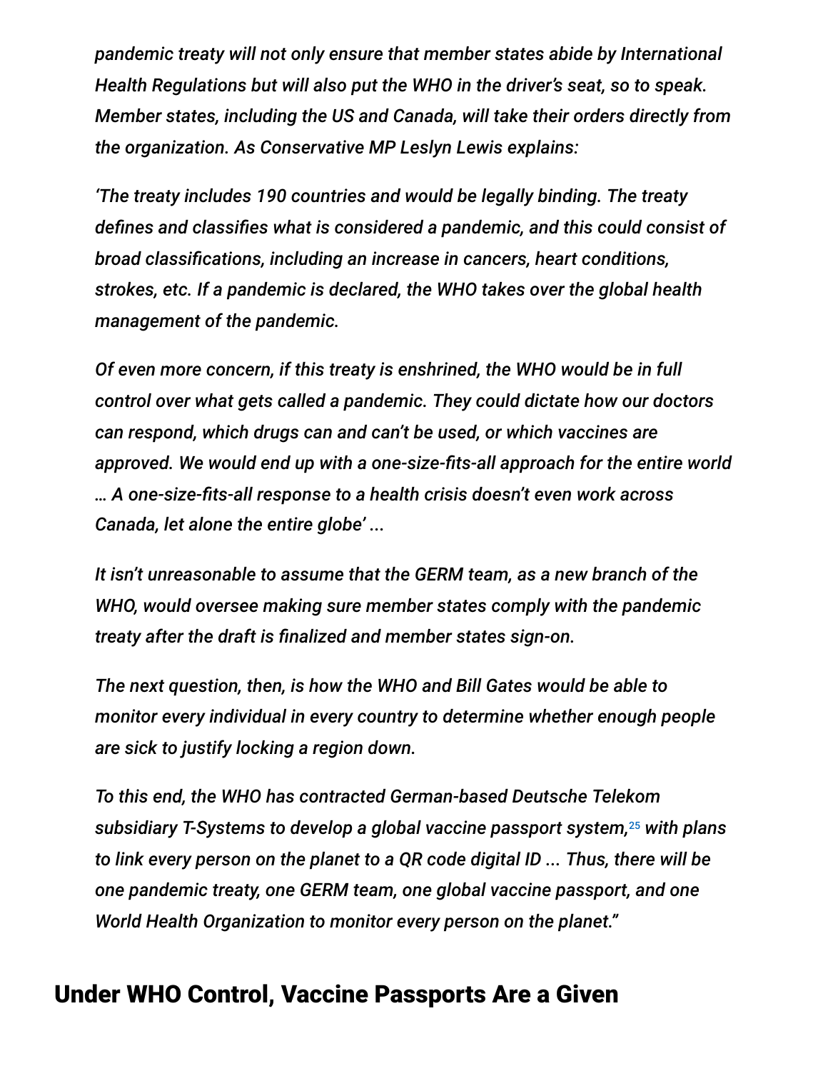*pandemic treaty will not only ensure that member states abide by International Health Regulations but will also put the WHO in the driver's seat, so to speak. Member states, including the US and Canada, will take their orders directly from the organization. As Conservative MP Leslyn Lewis explains:*

*'The treaty includes 190 countries and would be legally binding. The treaty defines and classifies what is considered a pandemic, and this could consist of broad classifications, including an increase in cancers, heart conditions, strokes, etc. If a pandemic is declared, the WHO takes over the global health management of the pandemic.*

*Of even more concern, if this treaty is enshrined, the WHO would be in full control over what gets called a pandemic. They could dictate how our doctors can respond, which drugs can and can't be used, or which vaccines are approved. We would end up with a one-size-fits-all approach for the entire world … A one-size-fits-all response to a health crisis doesn't even work across Canada, let alone the entire globe' ...*

*It isn't unreasonable to assume that the GERM team, as a new branch of the WHO, would oversee making sure member states comply with the pandemic treaty after the draft is finalized and member states sign-on.*

*The next question, then, is how the WHO and Bill Gates would be able to monitor every individual in every country to determine whether enough people are sick to justify locking a region down.*

*To this end, the WHO has contracted German-based Deutsche Telekom subsidiary T-Systems to develop a global vaccine passport system,[25] with plans to link every person on the planet to a QR code digital ID ... Thus, there will be one pandemic treaty, one GERM team, one global vaccine passport, and one World Health Organization to monitor every person on the planet."*

## Under WHO Control, Vaccine Passports Are a Given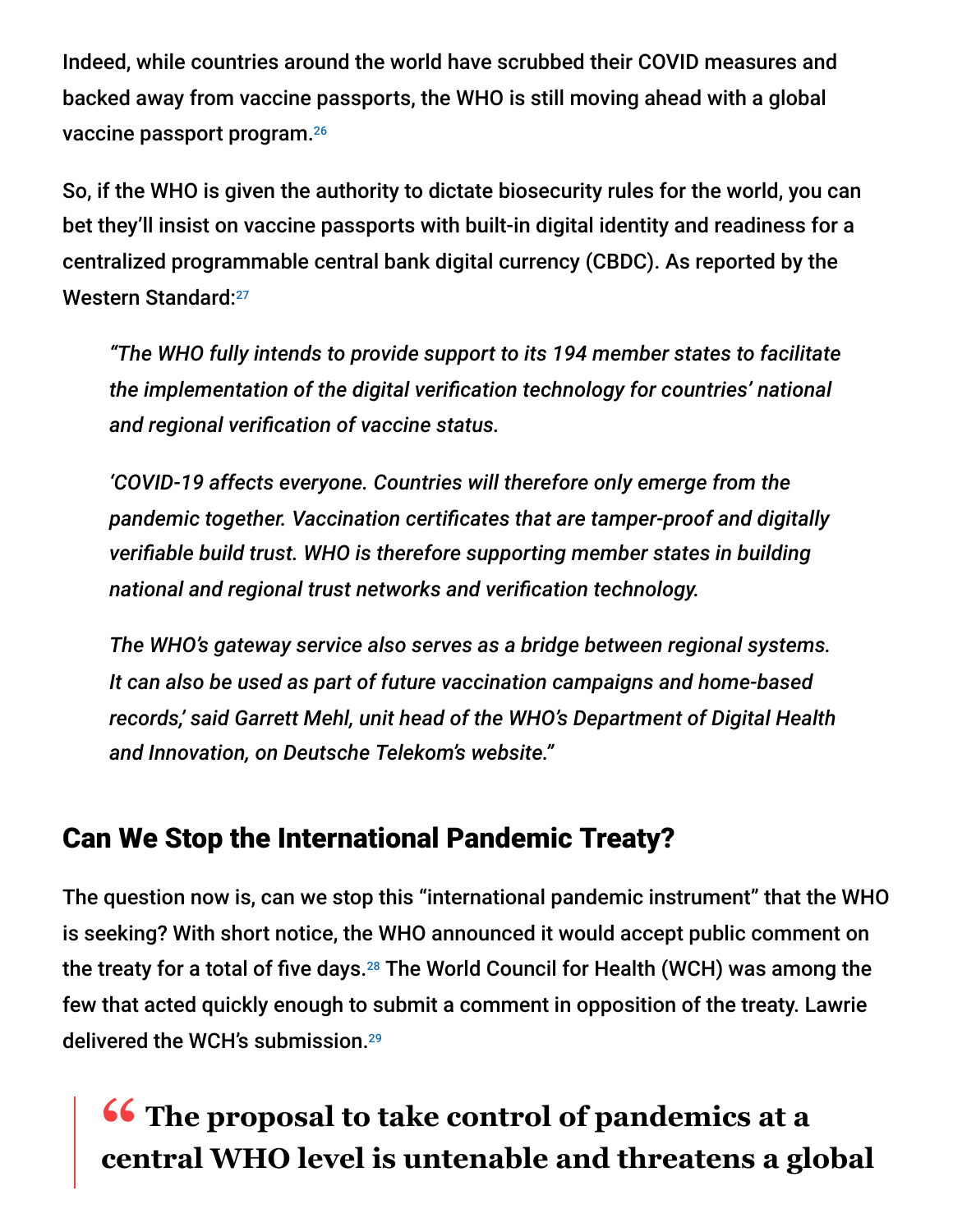Indeed, while countries around the world have scrubbed their COVID measures and backed away from vaccine passports, the WHO is still moving ahead with a global vaccine passport program.[26]

So, if the WHO is given the authority to dictate biosecurity rules for the world, you can bet they'll insist on vaccine passports with built-in digital identity and readiness for a centralized programmable central bank digital currency (CBDC). As reported by the Western Standard:[27]

> *"The WHO fully intends to provide support to its 194 member states to facilitate the implementation of the digital verification technology for countries' national and regional verification of vaccine status.*
>
> *'COVID-19 affects everyone. Countries will therefore only emerge from the pandemic together. Vaccination certificates that are tamper-proof and digitally verifiable build trust. WHO is therefore supporting member states in building national and regional trust networks and verification technology.*
>
> *The WHO's gateway service also serves as a bridge between regional systems. It can also be used as part of future vaccination campaigns and home-based records,' said Garrett Mehl, unit head of the WHO's Department of Digital Health and Innovation, on Deutsche Telekom's website."*

## Can We Stop the International Pandemic Treaty?

The question now is, can we stop this "international pandemic instrument" that the WHO is seeking? With short notice, the WHO announced it would accept public comment on the treaty for a total of five days.[28] The World Council for Health (WCH) was among the few that acted quickly enough to submit a comment in opposition of the treaty. Lawrie delivered the WCH's submission.[29]

> **" The proposal to take control of pandemics at a central WHO level is untenable and threatens a global**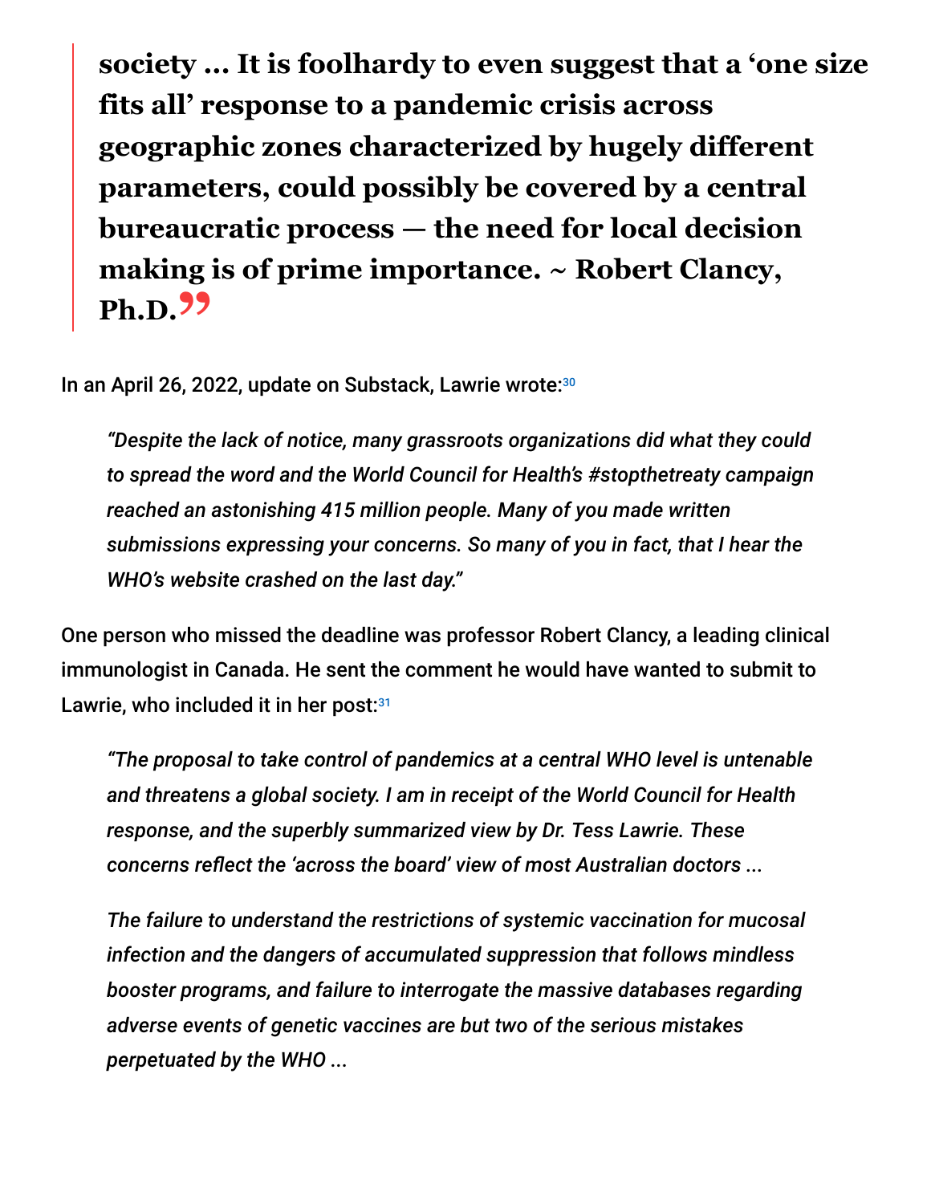> **society ... It is foolhardy to even suggest that a 'one size fits all' response to a pandemic crisis across geographic zones characterized by hugely different parameters, could possibly be covered by a central bureaucratic process — the need for local decision making is of prime importance. ~ Robert Clancy, Ph.D.**

In an April 26, 2022, update on Substack, Lawrie wrote:[30]

> *"Despite the lack of notice, many grassroots organizations did what they could to spread the word and the World Council for Health's #stopthetreaty campaign reached an astonishing 415 million people. Many of you made written submissions expressing your concerns. So many of you in fact, that I hear the WHO's website crashed on the last day."*

One person who missed the deadline was professor Robert Clancy, a leading clinical immunologist in Canada. He sent the comment he would have wanted to submit to Lawrie, who included it in her post:[31]

> *"The proposal to take control of pandemics at a central WHO level is untenable and threatens a global society. I am in receipt of the World Council for Health response, and the superbly summarized view by Dr. Tess Lawrie. These concerns reflect the 'across the board' view of most Australian doctors ...*
>
> *The failure to understand the restrictions of systemic vaccination for mucosal infection and the dangers of accumulated suppression that follows mindless booster programs, and failure to interrogate the massive databases regarding adverse events of genetic vaccines are but two of the serious mistakes perpetuated by the WHO ...*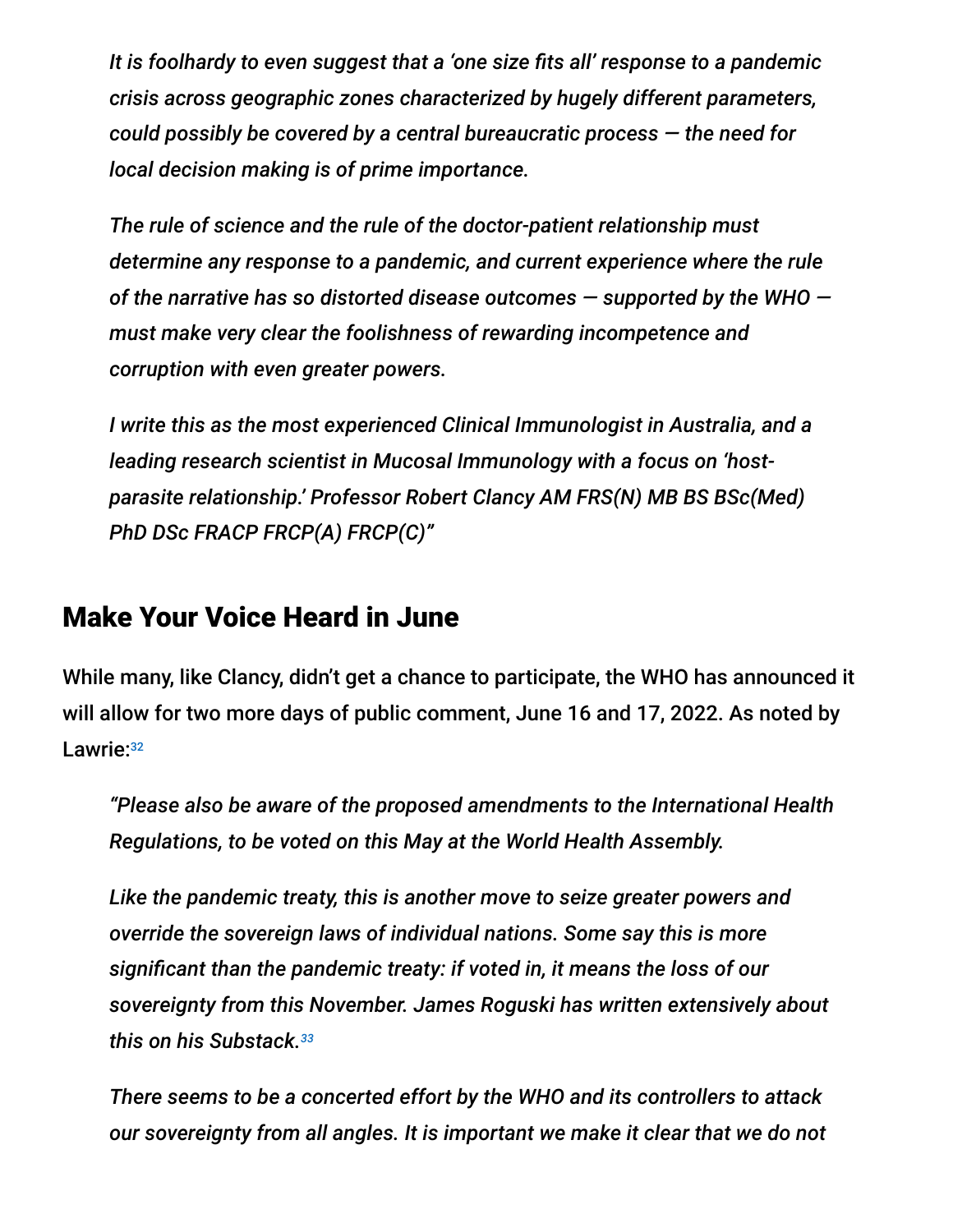*It is foolhardy to even suggest that a 'one size fits all' response to a pandemic crisis across geographic zones characterized by hugely different parameters, could possibly be covered by a central bureaucratic process — the need for local decision making is of prime importance.*

*The rule of science and the rule of the doctor-patient relationship must determine any response to a pandemic, and current experience where the rule of the narrative has so distorted disease outcomes — supported by the WHO — must make very clear the foolishness of rewarding incompetence and corruption with even greater powers.*

*I write this as the most experienced Clinical Immunologist in Australia, and a leading research scientist in Mucosal Immunology with a focus on 'host-parasite relationship.' Professor Robert Clancy AM FRS(N) MB BS BSc(Med) PhD DSc FRACP FRCP(A) FRCP(C)"*

## Make Your Voice Heard in June

While many, like Clancy, didn't get a chance to participate, the WHO has announced it will allow for two more days of public comment, June 16 and 17, 2022. As noted by Lawrie:[32]

*"Please also be aware of the proposed amendments to the International Health Regulations, to be voted on this May at the World Health Assembly.*

*Like the pandemic treaty, this is another move to seize greater powers and override the sovereign laws of individual nations. Some say this is more significant than the pandemic treaty: if voted in, it means the loss of our sovereignty from this November. James Roguski has written extensively about this on his Substack.[33]*

*There seems to be a concerted effort by the WHO and its controllers to attack our sovereignty from all angles. It is important we make it clear that we do not*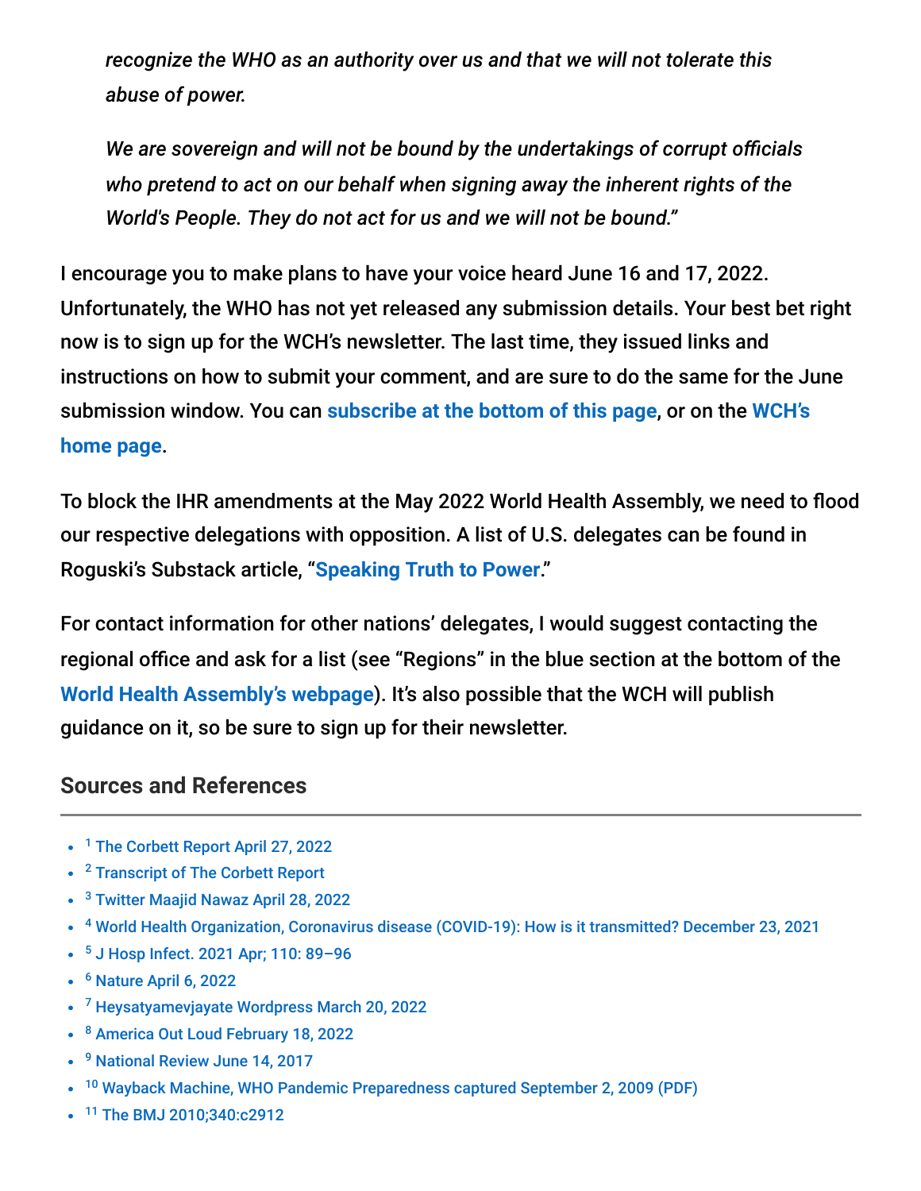> *recognize the WHO as an authority over us and that we will not tolerate this abuse of power.*
>
> *We are sovereign and will not be bound by the undertakings of corrupt officials who pretend to act on our behalf when signing away the inherent rights of the World's People. They do not act for us and we will not be bound."*

I encourage you to make plans to have your voice heard June 16 and 17, 2022. Unfortunately, the WHO has not yet released any submission details. Your best bet right now is to sign up for the WCH's newsletter. The last time, they issued links and instructions on how to submit your comment, and are sure to do the same for the June submission window. You can **subscribe at the bottom of this page**, or on the **WCH's home page**.

To block the IHR amendments at the May 2022 World Health Assembly, we need to flood our respective delegations with opposition. A list of U.S. delegates can be found in Roguski's Substack article, "**Speaking Truth to Power**."

For contact information for other nations' delegates, I would suggest contacting the regional office and ask for a list (see "Regions" in the blue section at the bottom of the **World Health Assembly's webpage**). It's also possible that the WCH will publish guidance on it, so be sure to sign up for their newsletter.

## Sources and References

- [1] The Corbett Report April 27, 2022
- [2] Transcript of The Corbett Report
- [3] Twitter Maajid Nawaz April 28, 2022
- [4] World Health Organization, Coronavirus disease (COVID-19): How is it transmitted? December 23, 2021
- [5] J Hosp Infect. 2021 Apr; 110: 89–96
- [6] Nature April 6, 2022
- [7] Heysatyamevjayate Wordpress March 20, 2022
- [8] America Out Loud February 18, 2022
- [9] National Review June 14, 2017
- [10] Wayback Machine, WHO Pandemic Preparedness captured September 2, 2009 (PDF)
- [11] The BMJ 2010;340:c2912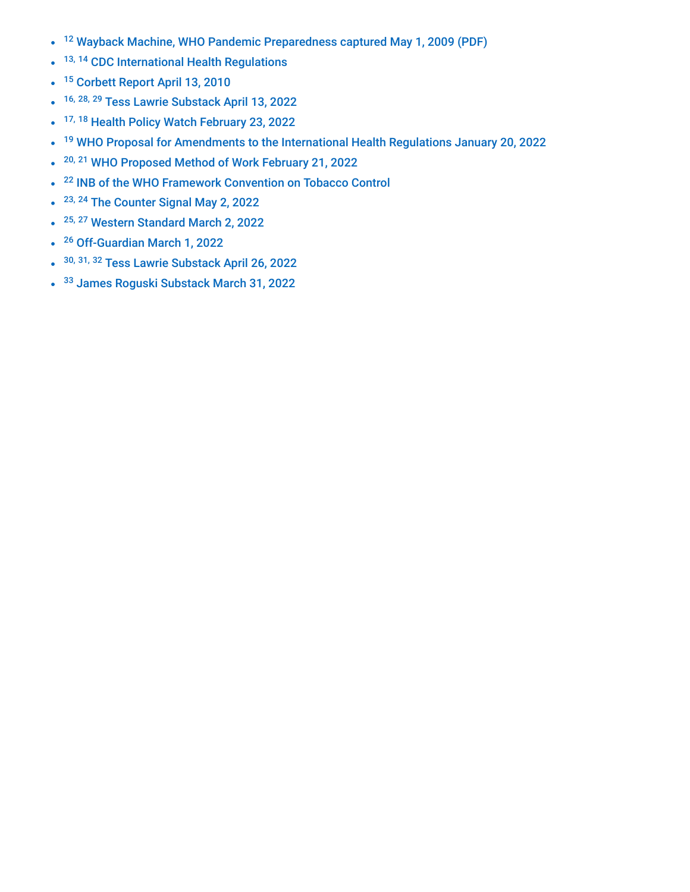- [12] Wayback Machine, WHO Pandemic Preparedness captured May 1, 2009 (PDF)
- [13, 14] CDC International Health Regulations
- [15] Corbett Report April 13, 2010
- [16, 28, 29] Tess Lawrie Substack April 13, 2022
- [17, 18] Health Policy Watch February 23, 2022
- [19] WHO Proposal for Amendments to the International Health Regulations January 20, 2022
- [20, 21] WHO Proposed Method of Work February 21, 2022
- [22] INB of the WHO Framework Convention on Tobacco Control
- [23, 24] The Counter Signal May 2, 2022
- [25, 27] Western Standard March 2, 2022
- [26] Off-Guardian March 1, 2022
- [30, 31, 32] Tess Lawrie Substack April 26, 2022
- [33] James Roguski Substack March 31, 2022